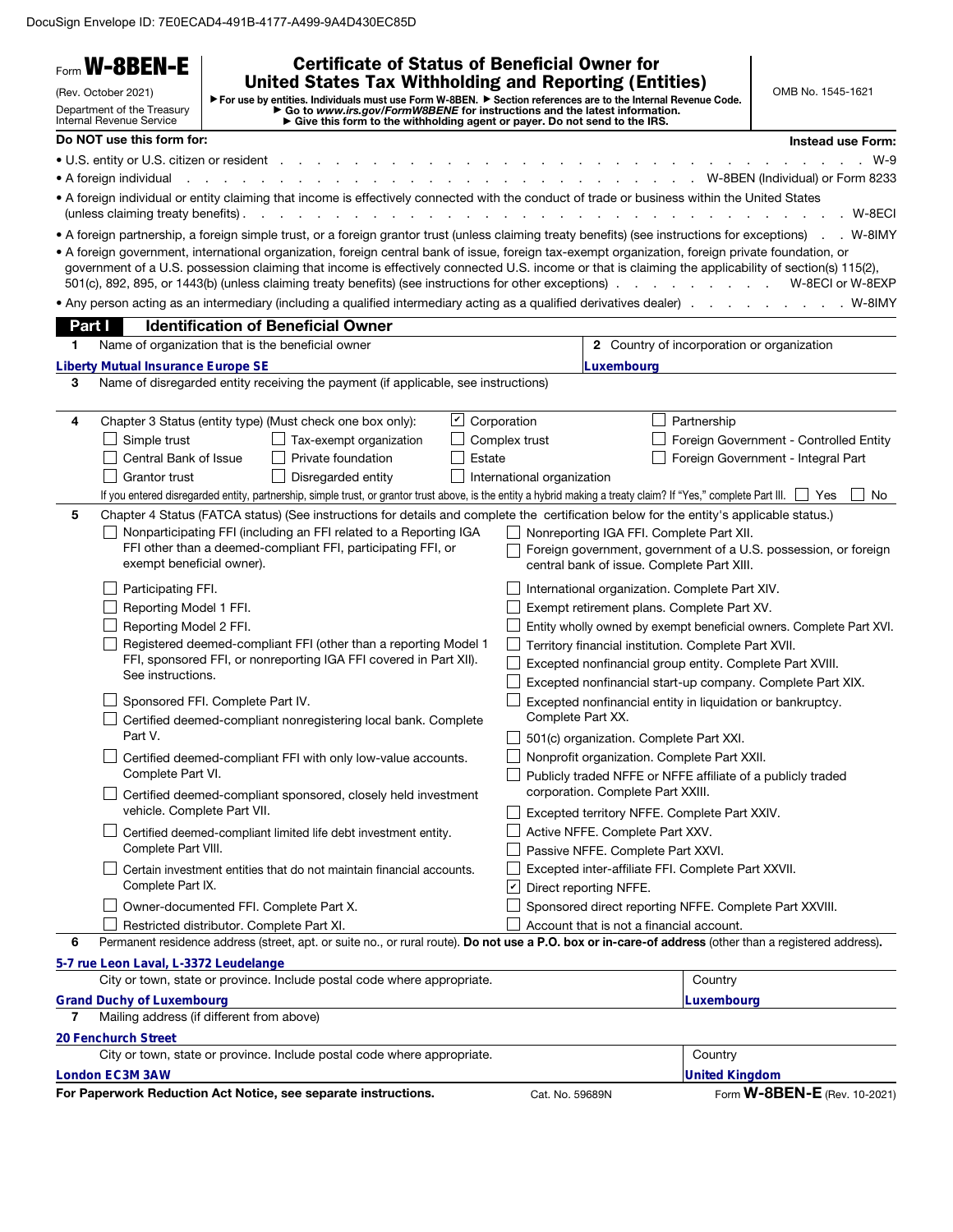DocuSign Envelope ID: 7E0ECAD4-491B-4177-A499-9A4D430EC85D

Form **W-8BEN-E**

(Rev. October 2021)

Department of the Treasury
Internal Revenue Service

# Certificate of Status of Beneficial Owner for United States Tax Withholding and Reporting (Entities)

▶ For use by entities. Individuals must use Form W-8BEN. ▶ Section references are to the Internal Revenue Code.
▶ Go to *www.irs.gov/FormW8BENE* for instructions and the latest information.
▶ Give this form to the withholding agent or payer. Do not send to the IRS.

OMB No. 1545-1621

| **Do NOT use this form for:** | **Instead use Form:** |
|---|---|
| • U.S. entity or U.S. citizen or resident | W-9 |
| • A foreign individual | W-8BEN (Individual) or Form 8233 |
| • A foreign individual or entity claiming that income is effectively connected with the conduct of trade or business within the United States (unless claiming treaty benefits) | W-8ECI |
| • A foreign partnership, a foreign simple trust, or a foreign grantor trust (unless claiming treaty benefits) (see instructions for exceptions) | W-8IMY |
| • A foreign government, international organization, foreign central bank of issue, foreign tax-exempt organization, foreign private foundation, or government of a U.S. possession claiming that income is effectively connected U.S. income or that is claiming the applicability of section(s) 115(2), 501(c), 892, 895, or 1443(b) (unless claiming treaty benefits) (see instructions for other exceptions) | W-8ECI or W-8EXP |
| • Any person acting as an intermediary (including a qualified intermediary acting as a qualified derivatives dealer) | W-8IMY |

## Part I Identification of Beneficial Owner

**1** Name of organization that is the beneficial owner: **Liberty Mutual Insurance Europe SE**

**2** Country of incorporation or organization: **Luxembourg**

**3** Name of disregarded entity receiving the payment (if applicable, see instructions):

**4** Chapter 3 Status (entity type) (Must check one box only):

- ☑ Corporation
- ☐ Partnership
- ☐ Simple trust
- ☐ Tax-exempt organization
- ☐ Complex trust
- ☐ Foreign Government - Controlled Entity
- ☐ Central Bank of Issue
- ☐ Private foundation
- ☐ Estate
- ☐ Foreign Government - Integral Part
- ☐ Grantor trust
- ☐ Disregarded entity
- ☐ International organization

If you entered disregarded entity, partnership, simple trust, or grantor trust above, is the entity a hybrid making a treaty claim? If "Yes," complete Part III. ☐ Yes ☐ No

**5** Chapter 4 Status (FATCA status) (See instructions for details and complete the certification below for the entity's applicable status.)

- ☐ Nonparticipating FFI (including an FFI related to a Reporting IGA FFI other than a deemed-compliant FFI, participating FFI, or exempt beneficial owner).
- ☐ Participating FFI.
- ☐ Reporting Model 1 FFI.
- ☐ Reporting Model 2 FFI.
- ☐ Registered deemed-compliant FFI (other than a reporting Model 1 FFI, sponsored FFI, or nonreporting IGA FFI covered in Part XII). See instructions.
- ☐ Sponsored FFI. Complete Part IV.
- ☐ Certified deemed-compliant nonregistering local bank. Complete Part V.
- ☐ Certified deemed-compliant FFI with only low-value accounts. Complete Part VI.
- ☐ Certified deemed-compliant sponsored, closely held investment vehicle. Complete Part VII.
- ☐ Certified deemed-compliant limited life debt investment entity. Complete Part VIII.
- ☐ Certain investment entities that do not maintain financial accounts. Complete Part IX.
- ☐ Owner-documented FFI. Complete Part X.
- ☐ Restricted distributor. Complete Part XI.
- ☐ Nonreporting IGA FFI. Complete Part XII.
- ☐ Foreign government, government of a U.S. possession, or foreign central bank of issue. Complete Part XIII.
- ☐ International organization. Complete Part XIV.
- ☐ Exempt retirement plans. Complete Part XV.
- ☐ Entity wholly owned by exempt beneficial owners. Complete Part XVI.
- ☐ Territory financial institution. Complete Part XVII.
- ☐ Excepted nonfinancial group entity. Complete Part XVIII.
- ☐ Excepted nonfinancial start-up company. Complete Part XIX.
- ☐ Excepted nonfinancial entity in liquidation or bankruptcy. Complete Part XX.
- ☐ 501(c) organization. Complete Part XXI.
- ☐ Nonprofit organization. Complete Part XXII.
- ☐ Publicly traded NFFE or NFFE affiliate of a publicly traded corporation. Complete Part XXIII.
- ☐ Excepted territory NFFE. Complete Part XXIV.
- ☐ Active NFFE. Complete Part XXV.
- ☐ Passive NFFE. Complete Part XXVI.
- ☐ Excepted inter-affiliate FFI. Complete Part XXVII.
- ☑ Direct reporting NFFE.
- ☐ Sponsored direct reporting NFFE. Complete Part XXVIII.
- ☐ Account that is not a financial account.

**6** Permanent residence address (street, apt. or suite no., or rural route). **Do not use a P.O. box or in-care-of address** (other than a registered address).

**5-7 rue Leon Laval, L-3372 Leudelange**

City or town, state or province. Include postal code where appropriate: **Grand Duchy of Luxembourg**

Country: **Luxembourg**

**7** Mailing address (if different from above)

**20 Fenchurch Street**

City or town, state or province. Include postal code where appropriate: **London EC3M 3AW**

Country: **United Kingdom**

**For Paperwork Reduction Act Notice, see separate instructions.** Cat. No. 59689N Form **W-8BEN-E** (Rev. 10-2021)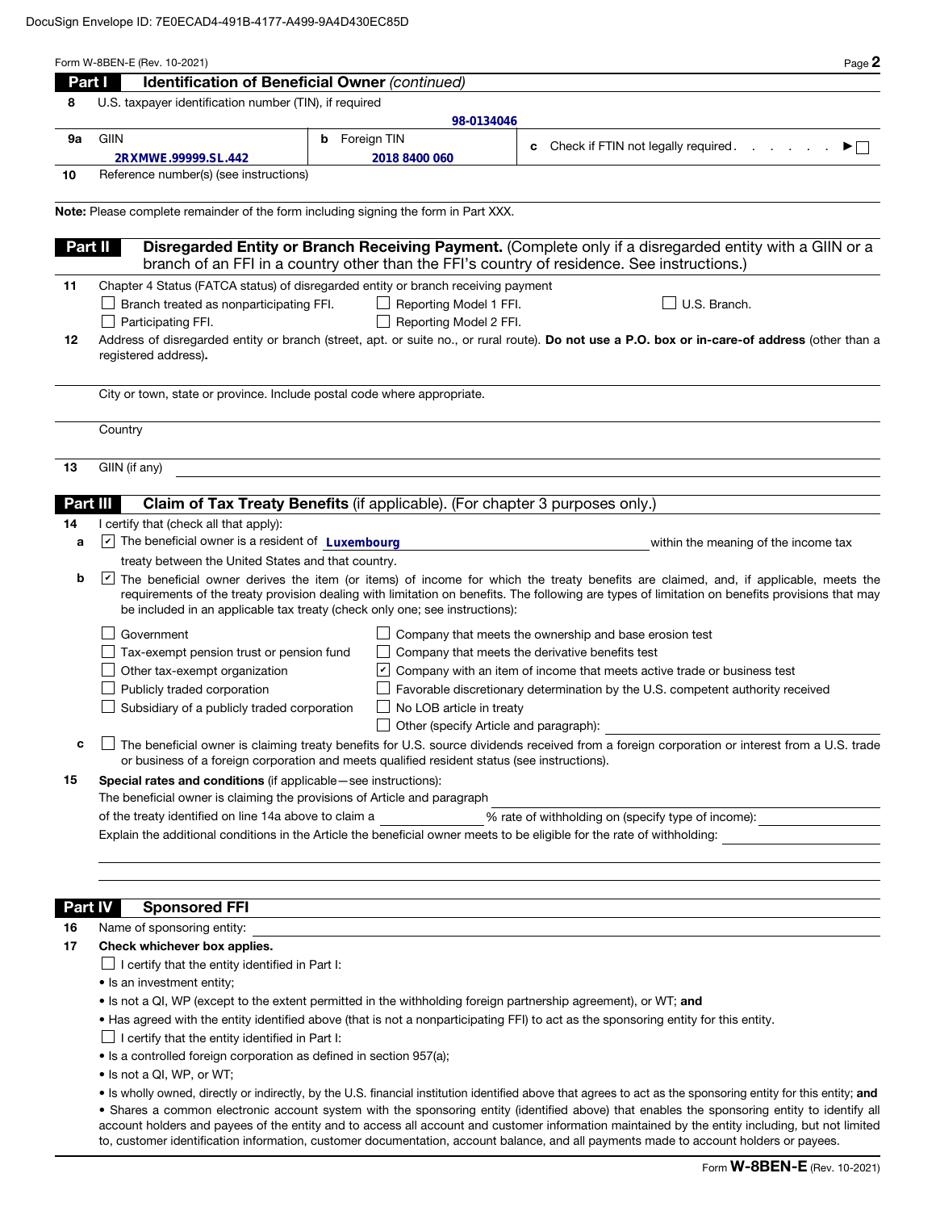DocuSign Envelope ID: 7E0ECAD4-491B-4177-A499-9A4D430EC85D

Form W-8BEN-E (Rev. 10-2021)

## Part I — Identification of Beneficial Owner *(continued)*

**8** U.S. taxpayer identification number (TIN), if required

98-0134046

**9a** GIIN: 2RXMWE.99999.SL.442

**b** Foreign TIN: 2018 8400 060

**c** Check if FTIN not legally required ☐

**10** Reference number(s) (see instructions)

**Note:** Please complete remainder of the form including signing the form in Part XXX.

## Part II — Disregarded Entity or Branch Receiving Payment.

(Complete only if a disregarded entity with a GIIN or a branch of an FFI in a country other than the FFI's country of residence. See instructions.)

**11** Chapter 4 Status (FATCA status) of disregarded entity or branch receiving payment

- ☐ Branch treated as nonparticipating FFI.
- ☐ Reporting Model 1 FFI.
- ☐ U.S. Branch.
- ☐ Participating FFI.
- ☐ Reporting Model 2 FFI.

**12** Address of disregarded entity or branch (street, apt. or suite no., or rural route). **Do not use a P.O. box or in-care-of address** (other than a registered address)**.**

City or town, state or province. Include postal code where appropriate.

Country

**13** GIIN (if any)

## Part III — Claim of Tax Treaty Benefits (if applicable). (For chapter 3 purposes only.)

**14** I certify that (check all that apply):

**a** ☑ The beneficial owner is a resident of **Luxembourg** within the meaning of the income tax treaty between the United States and that country.

**b** ☑ The beneficial owner derives the item (or items) of income for which the treaty benefits are claimed, and, if applicable, meets the requirements of the treaty provision dealing with limitation on benefits. The following are types of limitation on benefits provisions that may be included in an applicable tax treaty (check only one; see instructions):

- ☐ Government
- ☐ Tax-exempt pension trust or pension fund
- ☐ Other tax-exempt organization
- ☐ Publicly traded corporation
- ☐ Subsidiary of a publicly traded corporation
- ☐ Company that meets the ownership and base erosion test
- ☐ Company that meets the derivative benefits test
- ☑ Company with an item of income that meets active trade or business test
- ☐ Favorable discretionary determination by the U.S. competent authority received
- ☐ No LOB article in treaty
- ☐ Other (specify Article and paragraph):

**c** ☐ The beneficial owner is claiming treaty benefits for U.S. source dividends received from a foreign corporation or interest from a U.S. trade or business of a foreign corporation and meets qualified resident status (see instructions).

**15** **Special rates and conditions** (if applicable—see instructions):

The beneficial owner is claiming the provisions of Article and paragraph ____________ of the treaty identified on line 14a above to claim a ____________ % rate of withholding on (specify type of income): ____________

Explain the additional conditions in the Article the beneficial owner meets to be eligible for the rate of withholding: ____________

## Part IV — Sponsored FFI

**16** Name of sponsoring entity:

**17** **Check whichever box applies.**

☐ I certify that the entity identified in Part I:

- Is an investment entity;
- Is not a QI, WP (except to the extent permitted in the withholding foreign partnership agreement), or WT; **and**
- Has agreed with the entity identified above (that is not a nonparticipating FFI) to act as the sponsoring entity for this entity.

☐ I certify that the entity identified in Part I:

- Is a controlled foreign corporation as defined in section 957(a);
- Is not a QI, WP, or WT;
- Is wholly owned, directly or indirectly, by the U.S. financial institution identified above that agrees to act as the sponsoring entity for this entity; **and**
- Shares a common electronic account system with the sponsoring entity (identified above) that enables the sponsoring entity to identify all account holders and payees of the entity and to access all account and customer information maintained by the entity including, but not limited to, customer identification information, customer documentation, account balance, and all payments made to account holders or payees.

Form **W-8BEN-E** (Rev. 10-2021)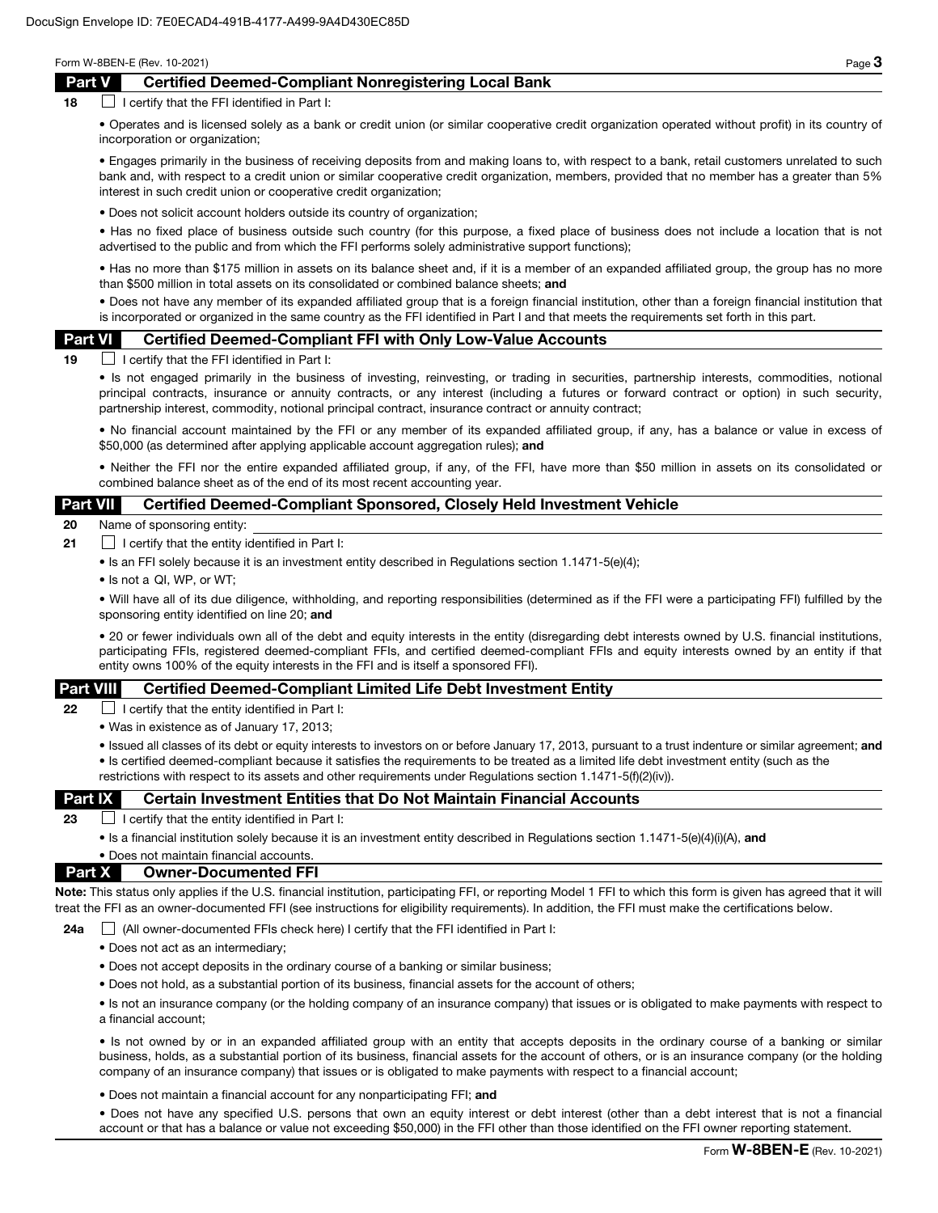## Part V Certified Deemed-Compliant Nonregistering Local Bank

**18** ☐ I certify that the FFI identified in Part I:

- Operates and is licensed solely as a bank or credit union (or similar cooperative credit organization operated without profit) in its country of incorporation or organization;
- Engages primarily in the business of receiving deposits from and making loans to, with respect to a bank, retail customers unrelated to such bank and, with respect to a credit union or similar cooperative credit organization, members, provided that no member has a greater than 5% interest in such credit union or cooperative credit organization;
- Does not solicit account holders outside its country of organization;
- Has no fixed place of business outside such country (for this purpose, a fixed place of business does not include a location that is not advertised to the public and from which the FFI performs solely administrative support functions);
- Has no more than $175 million in assets on its balance sheet and, if it is a member of an expanded affiliated group, the group has no more than $500 million in total assets on its consolidated or combined balance sheets; **and**
- Does not have any member of its expanded affiliated group that is a foreign financial institution, other than a foreign financial institution that is incorporated or organized in the same country as the FFI identified in Part I and that meets the requirements set forth in this part.

## Part VI Certified Deemed-Compliant FFI with Only Low-Value Accounts

**19** ☐ I certify that the FFI identified in Part I:

- Is not engaged primarily in the business of investing, reinvesting, or trading in securities, partnership interests, commodities, notional principal contracts, insurance or annuity contracts, or any interest (including a futures or forward contract or option) in such security, partnership interest, commodity, notional principal contract, insurance contract or annuity contract;
- No financial account maintained by the FFI or any member of its expanded affiliated group, if any, has a balance or value in excess of $50,000 (as determined after applying applicable account aggregation rules); **and**
- Neither the FFI nor the entire expanded affiliated group, if any, of the FFI, have more than $50 million in assets on its consolidated or combined balance sheet as of the end of its most recent accounting year.

## Part VII Certified Deemed-Compliant Sponsored, Closely Held Investment Vehicle

**20** Name of sponsoring entity:

**21** ☐ I certify that the entity identified in Part I:

- Is an FFI solely because it is an investment entity described in Regulations section 1.1471-5(e)(4);
- Is not a QI, WP, or WT;
- Will have all of its due diligence, withholding, and reporting responsibilities (determined as if the FFI were a participating FFI) fulfilled by the sponsoring entity identified on line 20; **and**
- 20 or fewer individuals own all of the debt and equity interests in the entity (disregarding debt interests owned by U.S. financial institutions, participating FFIs, registered deemed-compliant FFIs, and certified deemed-compliant FFIs and equity interests owned by an entity if that entity owns 100% of the equity interests in the FFI and is itself a sponsored FFI).

## Part VIII Certified Deemed-Compliant Limited Life Debt Investment Entity

**22** ☐ I certify that the entity identified in Part I:

- Was in existence as of January 17, 2013;
- Issued all classes of its debt or equity interests to investors on or before January 17, 2013, pursuant to a trust indenture or similar agreement; **and**
- Is certified deemed-compliant because it satisfies the requirements to be treated as a limited life debt investment entity (such as the restrictions with respect to its assets and other requirements under Regulations section 1.1471-5(f)(2)(iv)).

## Part IX Certain Investment Entities that Do Not Maintain Financial Accounts

**23** ☐ I certify that the entity identified in Part I:

- Is a financial institution solely because it is an investment entity described in Regulations section 1.1471-5(e)(4)(i)(A), **and**
- Does not maintain financial accounts.

## Part X Owner-Documented FFI

**Note:** This status only applies if the U.S. financial institution, participating FFI, or reporting Model 1 FFI to which this form is given has agreed that it will treat the FFI as an owner-documented FFI (see instructions for eligibility requirements). In addition, the FFI must make the certifications below.

**24a** ☐ (All owner-documented FFIs check here) I certify that the FFI identified in Part I:

- Does not act as an intermediary;
- Does not accept deposits in the ordinary course of a banking or similar business;
- Does not hold, as a substantial portion of its business, financial assets for the account of others;
- Is not an insurance company (or the holding company of an insurance company) that issues or is obligated to make payments with respect to a financial account;
- Is not owned by or in an expanded affiliated group with an entity that accepts deposits in the ordinary course of a banking or similar business, holds, as a substantial portion of its business, financial assets for the account of others, or is an insurance company (or the holding company of an insurance company) that issues or is obligated to make payments with respect to a financial account;
- Does not maintain a financial account for any nonparticipating FFI; **and**
- Does not have any specified U.S. persons that own an equity interest or debt interest (other than a debt interest that is not a financial account or that has a balance or value not exceeding $50,000) in the FFI other than those identified on the FFI owner reporting statement.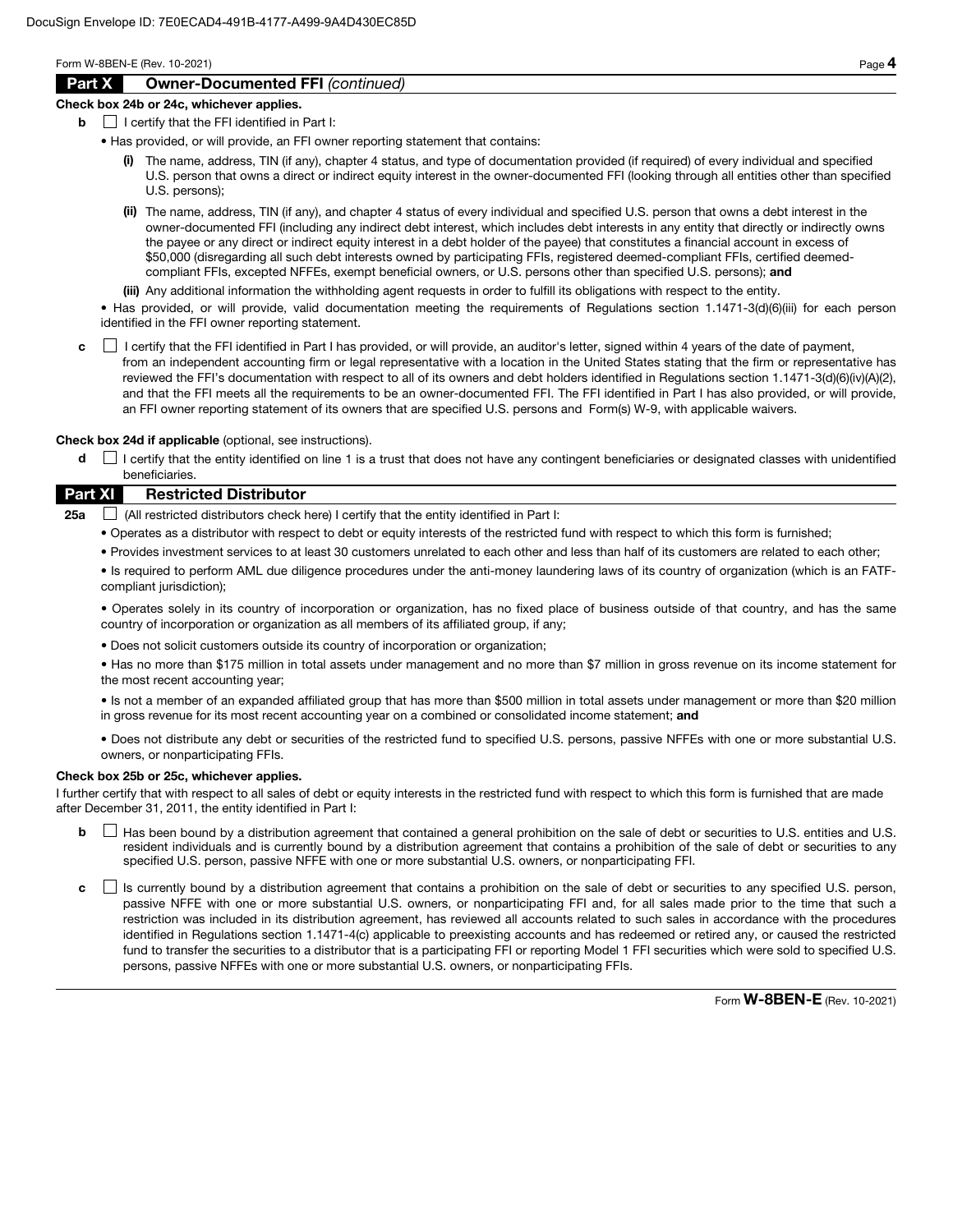## Part X Owner-Documented FFI *(continued)*

**Check box 24b or 24c, whichever applies.**

**b** ☐ I certify that the FFI identified in Part I:

- Has provided, or will provide, an FFI owner reporting statement that contains:
  - **(i)** The name, address, TIN (if any), chapter 4 status, and type of documentation provided (if required) of every individual and specified U.S. person that owns a direct or indirect equity interest in the owner-documented FFI (looking through all entities other than specified U.S. persons);
  - **(ii)** The name, address, TIN (if any), and chapter 4 status of every individual and specified U.S. person that owns a debt interest in the owner-documented FFI (including any indirect debt interest, which includes debt interests in any entity that directly or indirectly owns the payee or any direct or indirect equity interest in a debt holder of the payee) that constitutes a financial account in excess of $50,000 (disregarding all such debt interests owned by participating FFIs, registered deemed-compliant FFIs, certified deemed-compliant FFIs, excepted NFFEs, exempt beneficial owners, or U.S. persons other than specified U.S. persons); **and**
  - **(iii)** Any additional information the withholding agent requests in order to fulfill its obligations with respect to the entity.
- Has provided, or will provide, valid documentation meeting the requirements of Regulations section 1.1471-3(d)(6)(iii) for each person identified in the FFI owner reporting statement.

**c** ☐ I certify that the FFI identified in Part I has provided, or will provide, an auditor's letter, signed within 4 years of the date of payment, from an independent accounting firm or legal representative with a location in the United States stating that the firm or representative has reviewed the FFI's documentation with respect to all of its owners and debt holders identified in Regulations section 1.1471-3(d)(6)(iv)(A)(2), and that the FFI meets all the requirements to be an owner-documented FFI. The FFI identified in Part I has also provided, or will provide, an FFI owner reporting statement of its owners that are specified U.S. persons and Form(s) W-9, with applicable waivers.

**Check box 24d if applicable** (optional, see instructions).

**d** ☐ I certify that the entity identified on line 1 is a trust that does not have any contingent beneficiaries or designated classes with unidentified beneficiaries.

## Part XI Restricted Distributor

**25a** ☐ (All restricted distributors check here) I certify that the entity identified in Part I:

- Operates as a distributor with respect to debt or equity interests of the restricted fund with respect to which this form is furnished;
- Provides investment services to at least 30 customers unrelated to each other and less than half of its customers are related to each other;
- Is required to perform AML due diligence procedures under the anti-money laundering laws of its country of organization (which is an FATF-compliant jurisdiction);
- Operates solely in its country of incorporation or organization, has no fixed place of business outside of that country, and has the same country of incorporation or organization as all members of its affiliated group, if any;
- Does not solicit customers outside its country of incorporation or organization;
- Has no more than $175 million in total assets under management and no more than $7 million in gross revenue on its income statement for the most recent accounting year;
- Is not a member of an expanded affiliated group that has more than $500 million in total assets under management or more than $20 million in gross revenue for its most recent accounting year on a combined or consolidated income statement; **and**
- Does not distribute any debt or securities of the restricted fund to specified U.S. persons, passive NFFEs with one or more substantial U.S. owners, or nonparticipating FFIs.

**Check box 25b or 25c, whichever applies.**

I further certify that with respect to all sales of debt or equity interests in the restricted fund with respect to which this form is furnished that are made after December 31, 2011, the entity identified in Part I:

**b** ☐ Has been bound by a distribution agreement that contained a general prohibition on the sale of debt or securities to U.S. entities and U.S. resident individuals and is currently bound by a distribution agreement that contains a prohibition of the sale of debt or securities to any specified U.S. person, passive NFFE with one or more substantial U.S. owners, or nonparticipating FFI.

**c** ☐ Is currently bound by a distribution agreement that contains a prohibition on the sale of debt or securities to any specified U.S. person, passive NFFE with one or more substantial U.S. owners, or nonparticipating FFI and, for all sales made prior to the time that such a restriction was included in its distribution agreement, has reviewed all accounts related to such sales in accordance with the procedures identified in Regulations section 1.1471-4(c) applicable to preexisting accounts and has redeemed or retired any, or caused the restricted fund to transfer the securities to a distributor that is a participating FFI or reporting Model 1 FFI securities which were sold to specified U.S. persons, passive NFFEs with one or more substantial U.S. owners, or nonparticipating FFIs.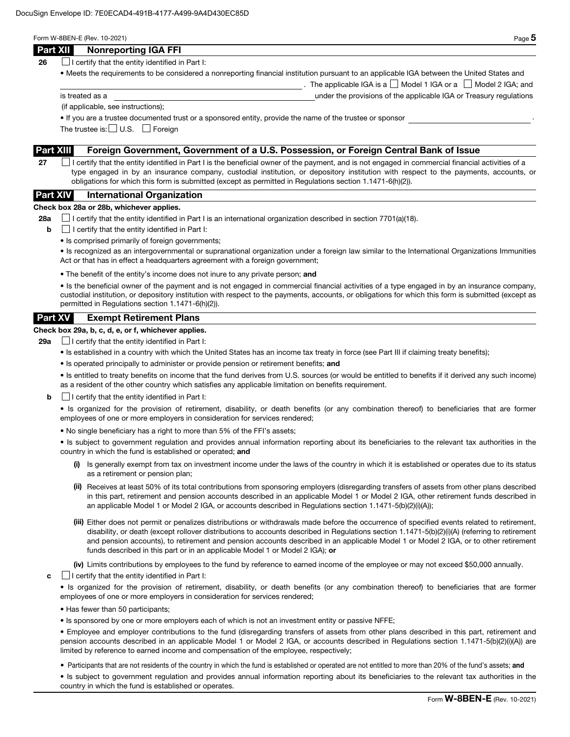## Part XII Nonreporting IGA FFI

**26** ☐ I certify that the entity identified in Part I:

- Meets the requirements to be considered a nonreporting financial institution pursuant to an applicable IGA between the United States and \_\_\_\_\_\_\_\_\_\_\_\_\_\_\_\_\_\_\_\_\_\_\_\_\_\_\_\_. The applicable IGA is a ☐ Model 1 IGA or a ☐ Model 2 IGA; and is treated as a \_\_\_\_\_\_\_\_\_\_\_\_\_\_\_\_\_\_\_\_\_\_\_\_\_\_\_\_ under the provisions of the applicable IGA or Treasury regulations (if applicable, see instructions);
- If you are a trustee documented trust or a sponsored entity, provide the name of the trustee or sponsor \_\_\_\_\_\_\_\_\_\_\_\_\_\_\_\_\_\_\_\_.

The trustee is: ☐ U.S. ☐ Foreign

## Part XIII Foreign Government, Government of a U.S. Possession, or Foreign Central Bank of Issue

**27** ☐ I certify that the entity identified in Part I is the beneficial owner of the payment, and is not engaged in commercial financial activities of a type engaged in by an insurance company, custodial institution, or depository institution with respect to the payments, accounts, or obligations for which this form is submitted (except as permitted in Regulations section 1.1471-6(h)(2)).

## Part XIV International Organization

**Check box 28a or 28b, whichever applies.**

**28a** ☐ I certify that the entity identified in Part I is an international organization described in section 7701(a)(18).

**b** ☐ I certify that the entity identified in Part I:

- Is comprised primarily of foreign governments;
- Is recognized as an intergovernmental or supranational organization under a foreign law similar to the International Organizations Immunities Act or that has in effect a headquarters agreement with a foreign government;
- The benefit of the entity's income does not inure to any private person; **and**
- Is the beneficial owner of the payment and is not engaged in commercial financial activities of a type engaged in by an insurance company, custodial institution, or depository institution with respect to the payments, accounts, or obligations for which this form is submitted (except as permitted in Regulations section 1.1471-6(h)(2)).

## Part XV Exempt Retirement Plans

**Check box 29a, b, c, d, e, or f, whichever applies.**

**29a** ☐ I certify that the entity identified in Part I:

- Is established in a country with which the United States has an income tax treaty in force (see Part III if claiming treaty benefits);
- Is operated principally to administer or provide pension or retirement benefits; **and**
- Is entitled to treaty benefits on income that the fund derives from U.S. sources (or would be entitled to benefits if it derived any such income) as a resident of the other country which satisfies any applicable limitation on benefits requirement.

**b** ☐ I certify that the entity identified in Part I:

- Is organized for the provision of retirement, disability, or death benefits (or any combination thereof) to beneficiaries that are former employees of one or more employers in consideration for services rendered;
- No single beneficiary has a right to more than 5% of the FFI's assets;
- Is subject to government regulation and provides annual information reporting about its beneficiaries to the relevant tax authorities in the country in which the fund is established or operated; **and**
  - **(i)** Is generally exempt from tax on investment income under the laws of the country in which it is established or operates due to its status as a retirement or pension plan;
  - **(ii)** Receives at least 50% of its total contributions from sponsoring employers (disregarding transfers of assets from other plans described in this part, retirement and pension accounts described in an applicable Model 1 or Model 2 IGA, other retirement funds described in an applicable Model 1 or Model 2 IGA, or accounts described in Regulations section 1.1471-5(b)(2)(i)(A));
  - **(iii)** Either does not permit or penalizes distributions or withdrawals made before the occurrence of specified events related to retirement, disability, or death (except rollover distributions to accounts described in Regulations section 1.1471-5(b)(2)(i)(A) (referring to retirement and pension accounts), to retirement and pension accounts described in an applicable Model 1 or Model 2 IGA, or to other retirement funds described in this part or in an applicable Model 1 or Model 2 IGA); **or**
  - **(iv)** Limits contributions by employees to the fund by reference to earned income of the employee or may not exceed $50,000 annually.

**c** ☐ I certify that the entity identified in Part I:

- Is organized for the provision of retirement, disability, or death benefits (or any combination thereof) to beneficiaries that are former employees of one or more employers in consideration for services rendered;
- Has fewer than 50 participants;
- Is sponsored by one or more employers each of which is not an investment entity or passive NFFE;
- Employee and employer contributions to the fund (disregarding transfers of assets from other plans described in this part, retirement and pension accounts described in an applicable Model 1 or Model 2 IGA, or accounts described in Regulations section 1.1471-5(b)(2)(i)(A)) are limited by reference to earned income and compensation of the employee, respectively;
- Participants that are not residents of the country in which the fund is established or operated are not entitled to more than 20% of the fund's assets; **and**
- Is subject to government regulation and provides annual information reporting about its beneficiaries to the relevant tax authorities in the country in which the fund is established or operates.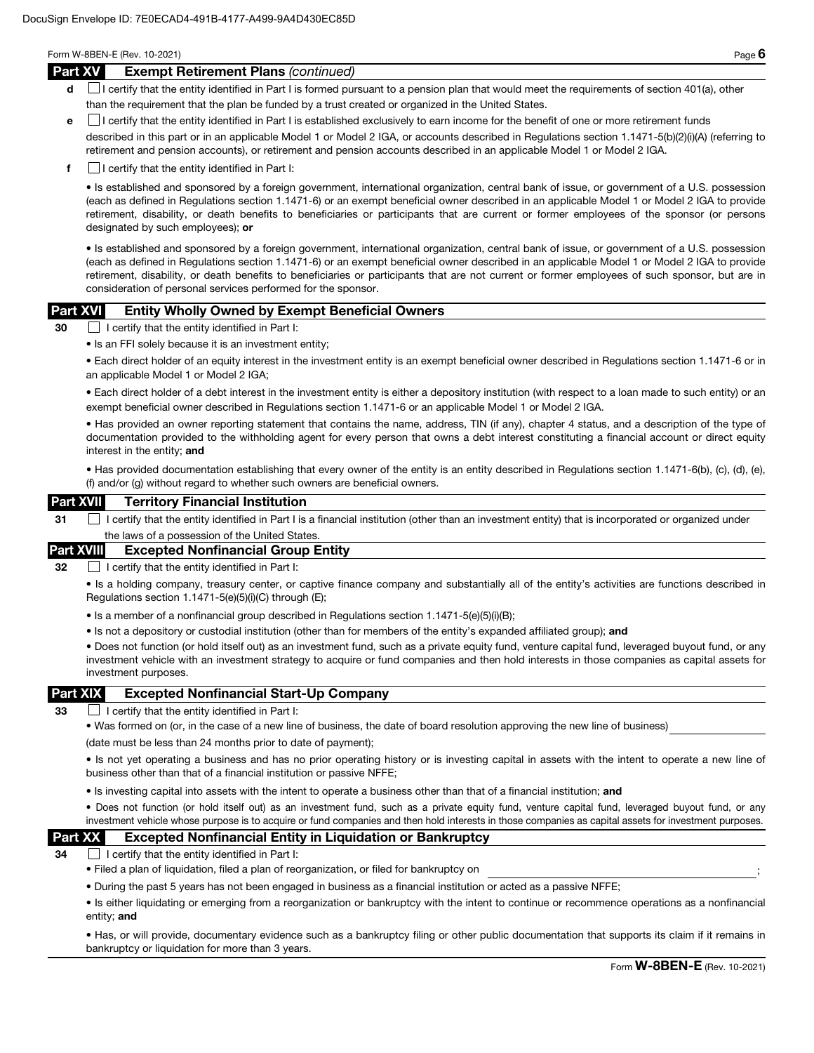## Part XV Exempt Retirement Plans *(continued)*

**d** ☐ I certify that the entity identified in Part I is formed pursuant to a pension plan that would meet the requirements of section 401(a), other than the requirement that the plan be funded by a trust created or organized in the United States.

**e** ☐ I certify that the entity identified in Part I is established exclusively to earn income for the benefit of one or more retirement funds described in this part or in an applicable Model 1 or Model 2 IGA, or accounts described in Regulations section 1.1471-5(b)(2)(i)(A) (referring to retirement and pension accounts), or retirement and pension accounts described in an applicable Model 1 or Model 2 IGA.

**f** ☐ I certify that the entity identified in Part I:

- Is established and sponsored by a foreign government, international organization, central bank of issue, or government of a U.S. possession (each as defined in Regulations section 1.1471-6) or an exempt beneficial owner described in an applicable Model 1 or Model 2 IGA to provide retirement, disability, or death benefits to beneficiaries or participants that are current or former employees of the sponsor (or persons designated by such employees); **or**

- Is established and sponsored by a foreign government, international organization, central bank of issue, or government of a U.S. possession (each as defined in Regulations section 1.1471-6) or an exempt beneficial owner described in an applicable Model 1 or Model 2 IGA to provide retirement, disability, or death benefits to beneficiaries or participants that are not current or former employees of such sponsor, but are in consideration of personal services performed for the sponsor.

## Part XVI Entity Wholly Owned by Exempt Beneficial Owners

**30** ☐ I certify that the entity identified in Part I:

- Is an FFI solely because it is an investment entity;
- Each direct holder of an equity interest in the investment entity is an exempt beneficial owner described in Regulations section 1.1471-6 or in an applicable Model 1 or Model 2 IGA;
- Each direct holder of a debt interest in the investment entity is either a depository institution (with respect to a loan made to such entity) or an exempt beneficial owner described in Regulations section 1.1471-6 or an applicable Model 1 or Model 2 IGA.
- Has provided an owner reporting statement that contains the name, address, TIN (if any), chapter 4 status, and a description of the type of documentation provided to the withholding agent for every person that owns a debt interest constituting a financial account or direct equity interest in the entity; **and**
- Has provided documentation establishing that every owner of the entity is an entity described in Regulations section 1.1471-6(b), (c), (d), (e), (f) and/or (g) without regard to whether such owners are beneficial owners.

## Part XVII Territory Financial Institution

**31** ☐ I certify that the entity identified in Part I is a financial institution (other than an investment entity) that is incorporated or organized under the laws of a possession of the United States.

## Part XVIII Excepted Nonfinancial Group Entity

**32** ☐ I certify that the entity identified in Part I:

- Is a holding company, treasury center, or captive finance company and substantially all of the entity's activities are functions described in Regulations section 1.1471-5(e)(5)(i)(C) through (E);
- Is a member of a nonfinancial group described in Regulations section 1.1471-5(e)(5)(i)(B);
- Is not a depository or custodial institution (other than for members of the entity's expanded affiliated group); **and**
- Does not function (or hold itself out) as an investment fund, such as a private equity fund, venture capital fund, leveraged buyout fund, or any investment vehicle with an investment strategy to acquire or fund companies and then hold interests in those companies as capital assets for investment purposes.

## Part XIX Excepted Nonfinancial Start-Up Company

**33** ☐ I certify that the entity identified in Part I:

- Was formed on (or, in the case of a new line of business, the date of board resolution approving the new line of business) ____________ (date must be less than 24 months prior to date of payment);
- Is not yet operating a business and has no prior operating history or is investing capital in assets with the intent to operate a new line of business other than that of a financial institution or passive NFFE;
- Is investing capital into assets with the intent to operate a business other than that of a financial institution; **and**
- Does not function (or hold itself out) as an investment fund, such as a private equity fund, venture capital fund, leveraged buyout fund, or any investment vehicle whose purpose is to acquire or fund companies and then hold interests in those companies as capital assets for investment purposes.

## Part XX Excepted Nonfinancial Entity in Liquidation or Bankruptcy

**34** ☐ I certify that the entity identified in Part I:

- Filed a plan of liquidation, filed a plan of reorganization, or filed for bankruptcy on ____________;
- During the past 5 years has not been engaged in business as a financial institution or acted as a passive NFFE;
- Is either liquidating or emerging from a reorganization or bankruptcy with the intent to continue or recommence operations as a nonfinancial entity; **and**
- Has, or will provide, documentary evidence such as a bankruptcy filing or other public documentation that supports its claim if it remains in bankruptcy or liquidation for more than 3 years.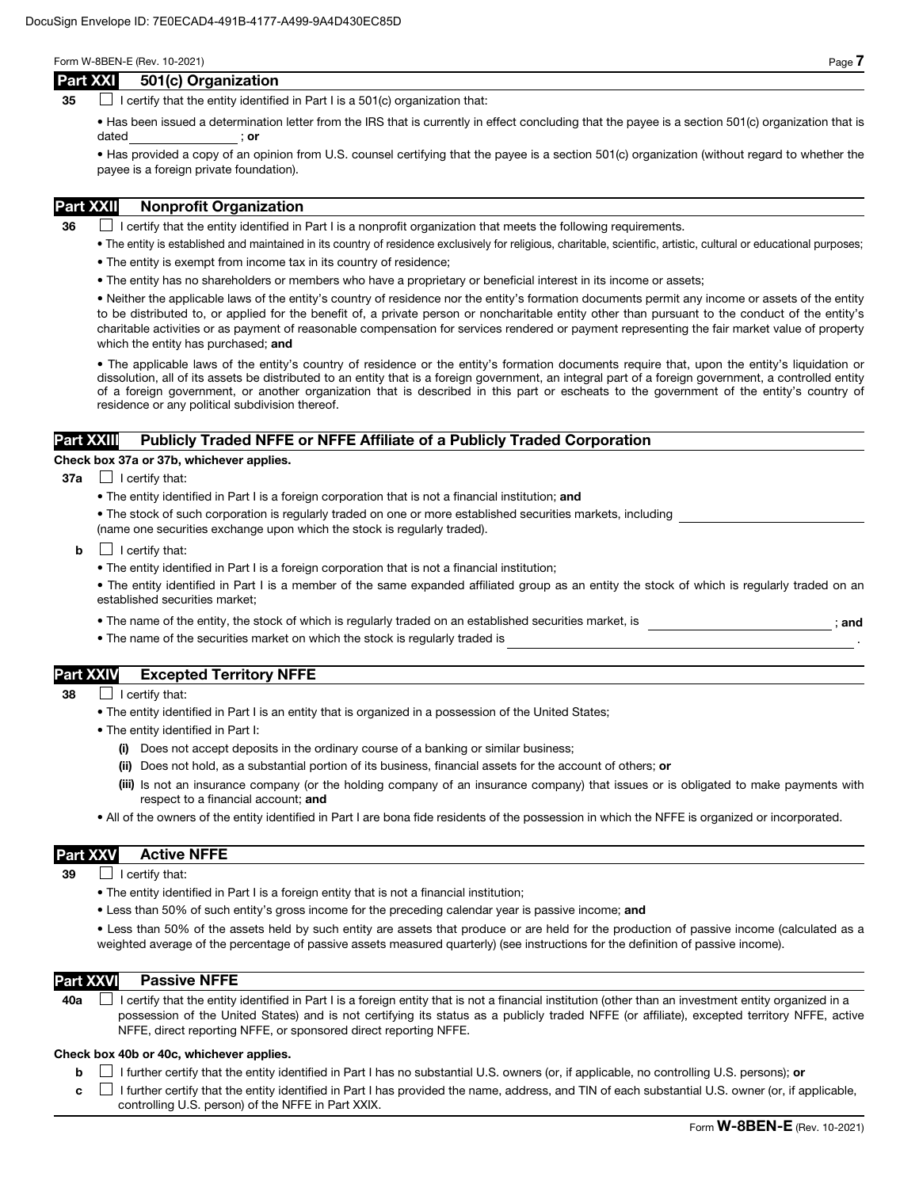## Part XXI 501(c) Organization

**35** ☐ I certify that the entity identified in Part I is a 501(c) organization that:

- Has been issued a determination letter from the IRS that is currently in effect concluding that the payee is a section 501(c) organization that is dated \_\_\_\_\_\_\_\_\_\_\_\_\_\_\_\_ ; **or**
- Has provided a copy of an opinion from U.S. counsel certifying that the payee is a section 501(c) organization (without regard to whether the payee is a foreign private foundation).

## Part XXII Nonprofit Organization

**36** ☐ I certify that the entity identified in Part I is a nonprofit organization that meets the following requirements.

- The entity is established and maintained in its country of residence exclusively for religious, charitable, scientific, artistic, cultural or educational purposes;
- The entity is exempt from income tax in its country of residence;
- The entity has no shareholders or members who have a proprietary or beneficial interest in its income or assets;
- Neither the applicable laws of the entity's country of residence nor the entity's formation documents permit any income or assets of the entity to be distributed to, or applied for the benefit of, a private person or noncharitable entity other than pursuant to the conduct of the entity's charitable activities or as payment of reasonable compensation for services rendered or payment representing the fair market value of property which the entity has purchased; **and**
- The applicable laws of the entity's country of residence or the entity's formation documents require that, upon the entity's liquidation or dissolution, all of its assets be distributed to an entity that is a foreign government, an integral part of a foreign government, a controlled entity of a foreign government, or another organization that is described in this part or escheats to the government of the entity's country of residence or any political subdivision thereof.

## Part XXIII Publicly Traded NFFE or NFFE Affiliate of a Publicly Traded Corporation

**Check box 37a or 37b, whichever applies.**

**37a** ☐ I certify that:

- The entity identified in Part I is a foreign corporation that is not a financial institution; **and**
- The stock of such corporation is regularly traded on one or more established securities markets, including \_\_\_\_\_\_\_\_\_\_\_\_\_\_\_\_\_\_\_\_ (name one securities exchange upon which the stock is regularly traded).

**b** ☐ I certify that:

- The entity identified in Part I is a foreign corporation that is not a financial institution;
- The entity identified in Part I is a member of the same expanded affiliated group as an entity the stock of which is regularly traded on an established securities market;
- The name of the entity, the stock of which is regularly traded on an established securities market, is \_\_\_\_\_\_\_\_\_\_\_\_\_\_\_\_\_\_\_\_ ; **and**
- The name of the securities market on which the stock is regularly traded is \_\_\_\_\_\_\_\_\_\_\_\_\_\_\_\_\_\_\_\_ .

## Part XXIV Excepted Territory NFFE

**38** ☐ I certify that:

- The entity identified in Part I is an entity that is organized in a possession of the United States;
- The entity identified in Part I:
  - **(i)** Does not accept deposits in the ordinary course of a banking or similar business;
  - **(ii)** Does not hold, as a substantial portion of its business, financial assets for the account of others; **or**
  - **(iii)** Is not an insurance company (or the holding company of an insurance company) that issues or is obligated to make payments with respect to a financial account; **and**
- All of the owners of the entity identified in Part I are bona fide residents of the possession in which the NFFE is organized or incorporated.

## Part XXV Active NFFE

**39** ☐ I certify that:

- The entity identified in Part I is a foreign entity that is not a financial institution;
- Less than 50% of such entity's gross income for the preceding calendar year is passive income; **and**
- Less than 50% of the assets held by such entity are assets that produce or are held for the production of passive income (calculated as a weighted average of the percentage of passive assets measured quarterly) (see instructions for the definition of passive income).

## Part XXVI Passive NFFE

**40a** ☐ I certify that the entity identified in Part I is a foreign entity that is not a financial institution (other than an investment entity organized in a possession of the United States) and is not certifying its status as a publicly traded NFFE (or affiliate), excepted territory NFFE, active NFFE, direct reporting NFFE, or sponsored direct reporting NFFE.

**Check box 40b or 40c, whichever applies.**

**b** ☐ I further certify that the entity identified in Part I has no substantial U.S. owners (or, if applicable, no controlling U.S. persons); **or**

**c** ☐ I further certify that the entity identified in Part I has provided the name, address, and TIN of each substantial U.S. owner (or, if applicable, controlling U.S. person) of the NFFE in Part XXIX.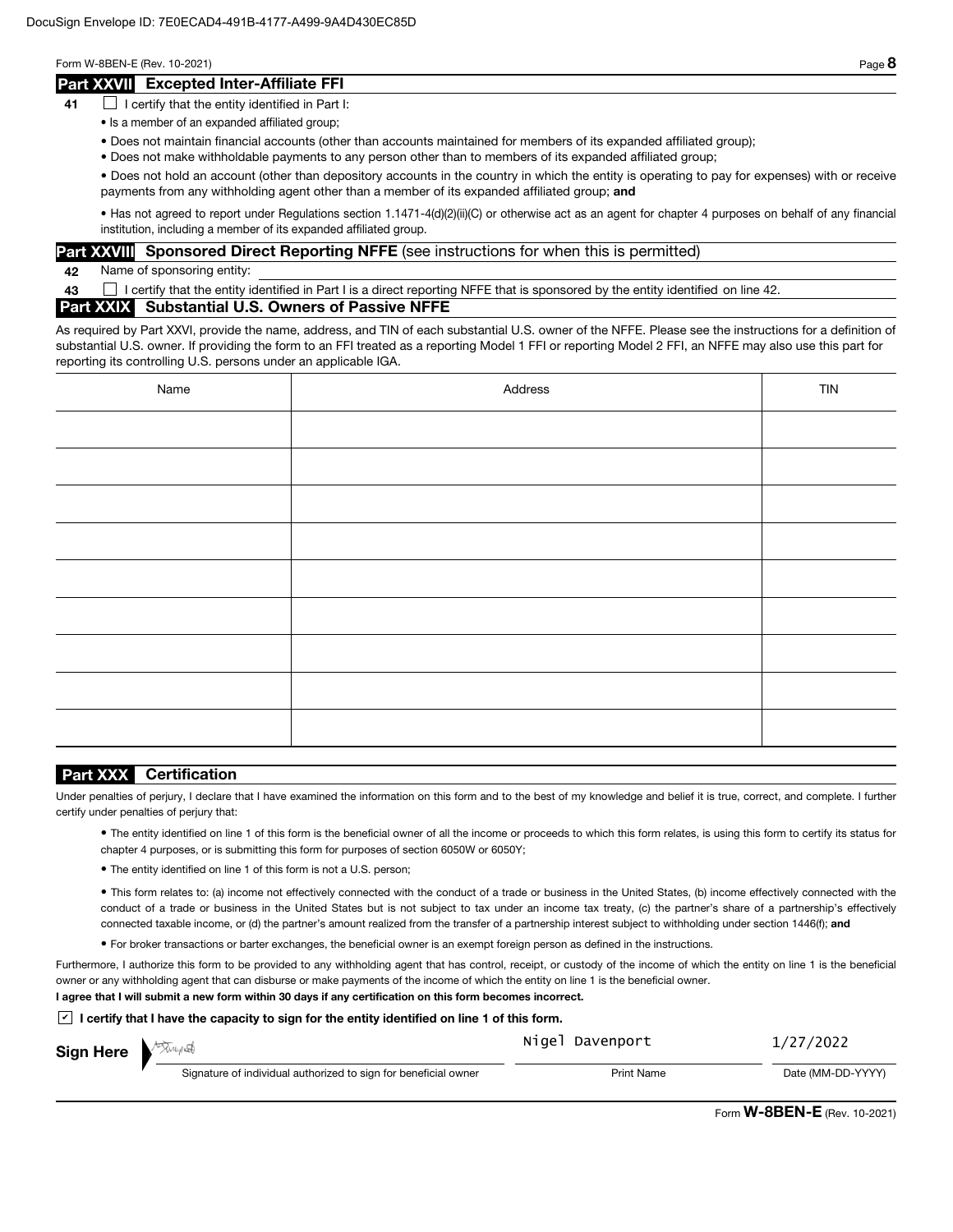DocuSign Envelope ID: 7E0ECAD4-491B-4177-A499-9A4D430EC85D

## Part XXVII Excepted Inter-Affiliate FFI

**41** ☐ I certify that the entity identified in Part I:

- Is a member of an expanded affiliated group;
- Does not maintain financial accounts (other than accounts maintained for members of its expanded affiliated group);
- Does not make withholdable payments to any person other than to members of its expanded affiliated group;
- Does not hold an account (other than depository accounts in the country in which the entity is operating to pay for expenses) with or receive payments from any withholding agent other than a member of its expanded affiliated group; **and**
- Has not agreed to report under Regulations section 1.1471-4(d)(2)(ii)(C) or otherwise act as an agent for chapter 4 purposes on behalf of any financial institution, including a member of its expanded affiliated group.

## Part XXVIII Sponsored Direct Reporting NFFE (see instructions for when this is permitted)

**42** Name of sponsoring entity:

**43** ☐ I certify that the entity identified in Part I is a direct reporting NFFE that is sponsored by the entity identified on line 42.

## Part XXIX Substantial U.S. Owners of Passive NFFE

As required by Part XXVI, provide the name, address, and TIN of each substantial U.S. owner of the NFFE. Please see the instructions for a definition of substantial U.S. owner. If providing the form to an FFI treated as a reporting Model 1 FFI or reporting Model 2 FFI, an NFFE may also use this part for reporting its controlling U.S. persons under an applicable IGA.

| Name | Address | TIN |
|---|---|---|
| | | |
| | | |
| | | |
| | | |
| | | |
| | | |
| | | |
| | | |
| | | |

## Part XXX Certification

Under penalties of perjury, I declare that I have examined the information on this form and to the best of my knowledge and belief it is true, correct, and complete. I further certify under penalties of perjury that:

- The entity identified on line 1 of this form is the beneficial owner of all the income or proceeds to which this form relates, is using this form to certify its status for chapter 4 purposes, or is submitting this form for purposes of section 6050W or 6050Y;
- The entity identified on line 1 of this form is not a U.S. person;
- This form relates to: (a) income not effectively connected with the conduct of a trade or business in the United States, (b) income effectively connected with the conduct of a trade or business in the United States but is not subject to tax under an income tax treaty, (c) the partner's share of a partnership's effectively connected taxable income, or (d) the partner's amount realized from the transfer of a partnership interest subject to withholding under section 1446(f); **and**
- For broker transactions or barter exchanges, the beneficial owner is an exempt foreign person as defined in the instructions.

Furthermore, I authorize this form to be provided to any withholding agent that has control, receipt, or custody of the income of which the entity on line 1 is the beneficial owner or any withholding agent that can disburse or make payments of the income of which the entity on line 1 is the beneficial owner.

**I agree that I will submit a new form within 30 days if any certification on this form becomes incorrect.**

☑ **I certify that I have the capacity to sign for the entity identified on line 1 of this form.**

**Sign Here**

| Signature of individual authorized to sign for beneficial owner | Print Name | Date (MM-DD-YYYY) |
|---|---|---|
| [signature] | Nigel Davenport | 1/27/2022 |

Form **W-8BEN-E** (Rev. 10-2021)